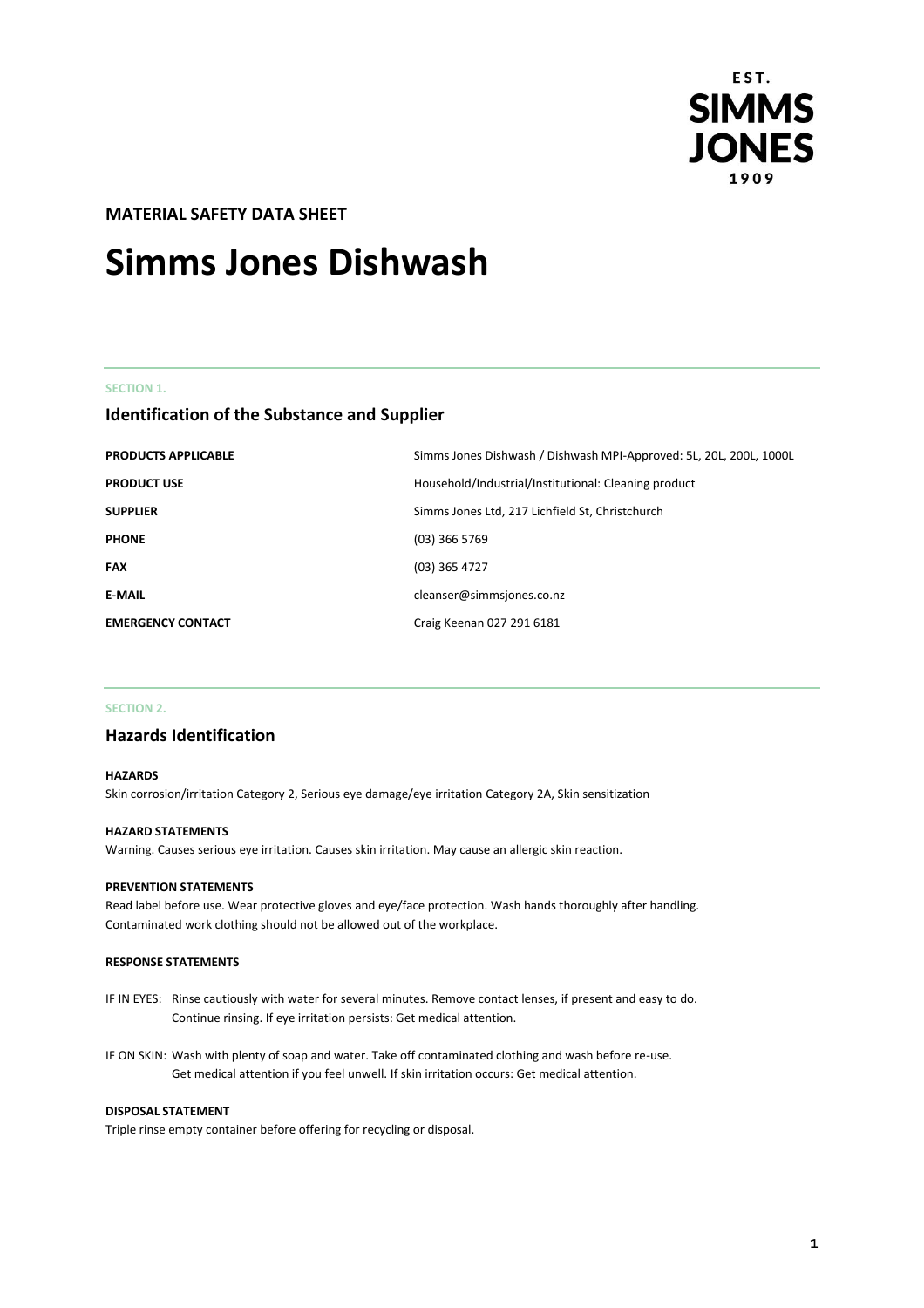EST. SIMMS JONES 1909

**MATERIAL SAFETY DATA SHEET**

# Simms Jones Dishwash

SECTION 1.

## Identification of the Substance and Supplier

| | |
|---|---|
| **PRODUCTS APPLICABLE** | Simms Jones Dishwash / Dishwash MPI-Approved: 5L, 20L, 200L, 1000L |
| **PRODUCT USE** | Household/Industrial/Institutional: Cleaning product |
| **SUPPLIER** | Simms Jones Ltd, 217 Lichfield St, Christchurch |
| **PHONE** | (03) 366 5769 |
| **FAX** | (03) 365 4727 |
| **E-MAIL** | cleanser@simmsjones.co.nz |
| **EMERGENCY CONTACT** | Craig Keenan 027 291 6181 |

SECTION 2.

## Hazards Identification

**HAZARDS**

Skin corrosion/irritation Category 2, Serious eye damage/eye irritation Category 2A, Skin sensitization

**HAZARD STATEMENTS**

Warning. Causes serious eye irritation. Causes skin irritation. May cause an allergic skin reaction.

**PREVENTION STATEMENTS**

Read label before use. Wear protective gloves and eye/face protection. Wash hands thoroughly after handling. Contaminated work clothing should not be allowed out of the workplace.

**RESPONSE STATEMENTS**

IF IN EYES: Rinse cautiously with water for several minutes. Remove contact lenses, if present and easy to do. Continue rinsing. If eye irritation persists: Get medical attention.

IF ON SKIN: Wash with plenty of soap and water. Take off contaminated clothing and wash before re-use. Get medical attention if you feel unwell. If skin irritation occurs: Get medical attention.

**DISPOSAL STATEMENT**

Triple rinse empty container before offering for recycling or disposal.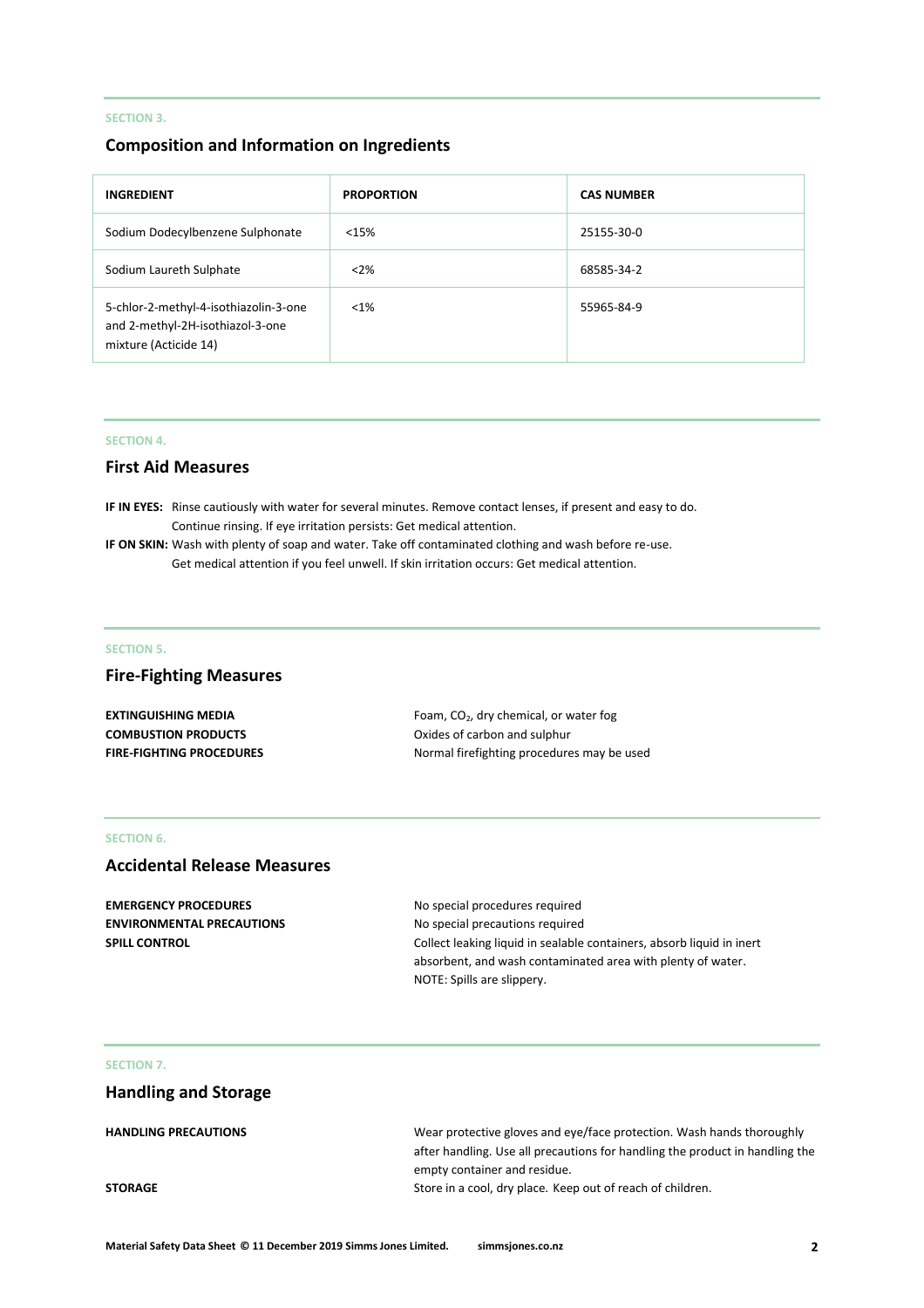SECTION 3.

## Composition and Information on Ingredients

| INGREDIENT | PROPORTION | CAS NUMBER |
| --- | --- | --- |
| Sodium Dodecylbenzene Sulphonate | <15% | 25155-30-0 |
| Sodium Laureth Sulphate | <2% | 68585-34-2 |
| 5-chlor-2-methyl-4-isothiazolin-3-one and 2-methyl-2H-isothiazol-3-one mixture (Acticide 14) | <1% | 55965-84-9 |

SECTION 4.

## First Aid Measures

**IF IN EYES:** Rinse cautiously with water for several minutes. Remove contact lenses, if present and easy to do. Continue rinsing. If eye irritation persists: Get medical attention.

**IF ON SKIN:** Wash with plenty of soap and water. Take off contaminated clothing and wash before re-use. Get medical attention if you feel unwell. If skin irritation occurs: Get medical attention.

SECTION 5.

## Fire-Fighting Measures

**EXTINGUISHING MEDIA** Foam, $CO_2$, dry chemical, or water fog

**COMBUSTION PRODUCTS** Oxides of carbon and sulphur

**FIRE-FIGHTING PROCEDURES** Normal firefighting procedures may be used

SECTION 6.

## Accidental Release Measures

**EMERGENCY PROCEDURES** No special procedures required

**ENVIRONMENTAL PRECAUTIONS** No special precautions required

**SPILL CONTROL** Collect leaking liquid in sealable containers, absorb liquid in inert absorbent, and wash contaminated area with plenty of water. NOTE: Spills are slippery.

SECTION 7.

## Handling and Storage

**HANDLING PRECAUTIONS** Wear protective gloves and eye/face protection. Wash hands thoroughly after handling. Use all precautions for handling the product in handling the empty container and residue.

**STORAGE** Store in a cool, dry place. Keep out of reach of children.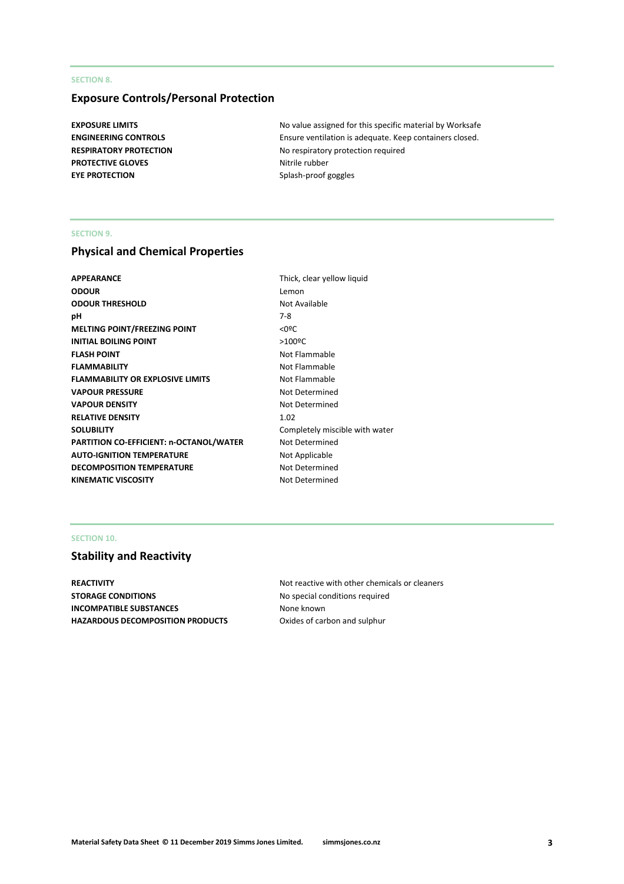SECTION 8.

## Exposure Controls/Personal Protection

| | |
|---|---|
| **EXPOSURE LIMITS** | No value assigned for this specific material by Worksafe |
| **ENGINEERING CONTROLS** | Ensure ventilation is adequate. Keep containers closed. |
| **RESPIRATORY PROTECTION** | No respiratory protection required |
| **PROTECTIVE GLOVES** | Nitrile rubber |
| **EYE PROTECTION** | Splash-proof goggles |

SECTION 9.

## Physical and Chemical Properties

| | |
|---|---|
| **APPEARANCE** | Thick, clear yellow liquid |
| **ODOUR** | Lemon |
| **ODOUR THRESHOLD** | Not Available |
| **pH** | 7-8 |
| **MELTING POINT/FREEZING POINT** | <0ºC |
| **INITIAL BOILING POINT** | >100ºC |
| **FLASH POINT** | Not Flammable |
| **FLAMMABILITY** | Not Flammable |
| **FLAMMABILITY OR EXPLOSIVE LIMITS** | Not Flammable |
| **VAPOUR PRESSURE** | Not Determined |
| **VAPOUR DENSITY** | Not Determined |
| **RELATIVE DENSITY** | 1.02 |
| **SOLUBILITY** | Completely miscible with water |
| **PARTITION CO-EFFICIENT: n-OCTANOL/WATER** | Not Determined |
| **AUTO-IGNITION TEMPERATURE** | Not Applicable |
| **DECOMPOSITION TEMPERATURE** | Not Determined |
| **KINEMATIC VISCOSITY** | Not Determined |

SECTION 10.

## Stability and Reactivity

| | |
|---|---|
| **REACTIVITY** | Not reactive with other chemicals or cleaners |
| **STORAGE CONDITIONS** | No special conditions required |
| **INCOMPATIBLE SUBSTANCES** | None known |
| **HAZARDOUS DECOMPOSITION PRODUCTS** | Oxides of carbon and sulphur |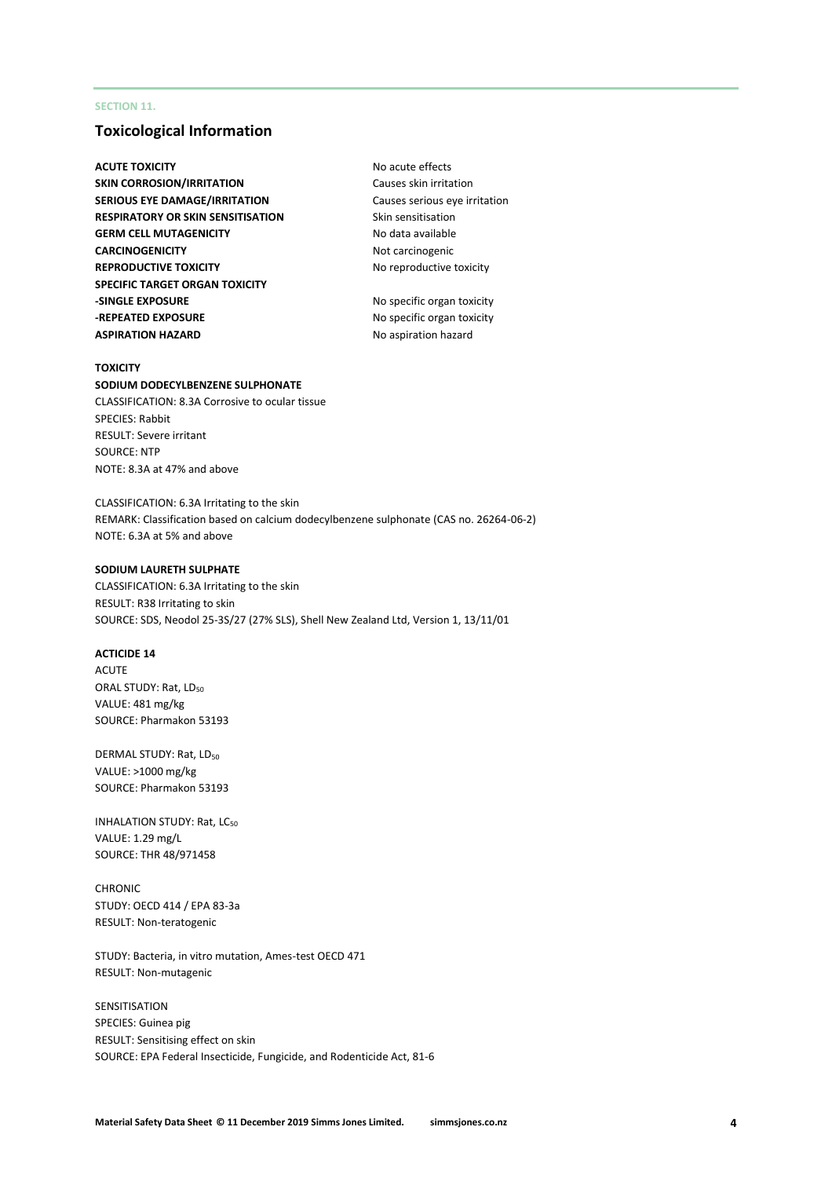SECTION 11.

## Toxicological Information

| | |
|---|---|
| **ACUTE TOXICITY** | No acute effects |
| **SKIN CORROSION/IRRITATION** | Causes skin irritation |
| **SERIOUS EYE DAMAGE/IRRITATION** | Causes serious eye irritation |
| **RESPIRATORY OR SKIN SENSITISATION** | Skin sensitisation |
| **GERM CELL MUTAGENICITY** | No data available |
| **CARCINOGENICITY** | Not carcinogenic |
| **REPRODUCTIVE TOXICITY** | No reproductive toxicity |
| **SPECIFIC TARGET ORGAN TOXICITY** | |
| **-SINGLE EXPOSURE** | No specific organ toxicity |
| **-REPEATED EXPOSURE** | No specific organ toxicity |
| **ASPIRATION HAZARD** | No aspiration hazard |

**TOXICITY**

**SODIUM DODECYLBENZENE SULPHONATE**

CLASSIFICATION: 8.3A Corrosive to ocular tissue
SPECIES: Rabbit
RESULT: Severe irritant
SOURCE: NTP
NOTE: 8.3A at 47% and above

CLASSIFICATION: 6.3A Irritating to the skin
REMARK: Classification based on calcium dodecylbenzene sulphonate (CAS no. 26264-06-2)
NOTE: 6.3A at 5% and above

**SODIUM LAURETH SULPHATE**

CLASSIFICATION: 6.3A Irritating to the skin
RESULT: R38 Irritating to skin
SOURCE: SDS, Neodol 25-3S/27 (27% SLS), Shell New Zealand Ltd, Version 1, 13/11/01

**ACTICIDE 14**

ACUTE
ORAL STUDY: Rat, $LD_{50}$
VALUE: 481 mg/kg
SOURCE: Pharmakon 53193

DERMAL STUDY: Rat, $LD_{50}$
VALUE: >1000 mg/kg
SOURCE: Pharmakon 53193

INHALATION STUDY: Rat, $LC_{50}$
VALUE: 1.29 mg/L
SOURCE: THR 48/971458

CHRONIC
STUDY: OECD 414 / EPA 83-3a
RESULT: Non-teratogenic

STUDY: Bacteria, in vitro mutation, Ames-test OECD 471
RESULT: Non-mutagenic

SENSITISATION
SPECIES: Guinea pig
RESULT: Sensitising effect on skin
SOURCE: EPA Federal Insecticide, Fungicide, and Rodenticide Act, 81-6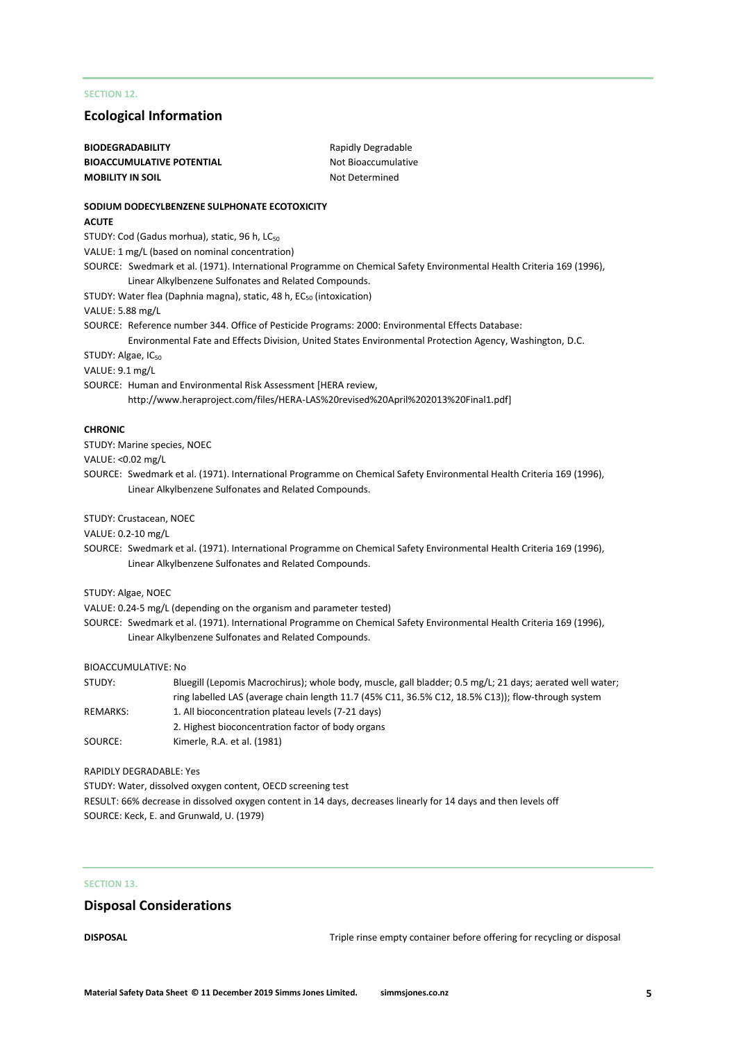SECTION 12.

## Ecological Information

| | |
|---|---|
| **BIODEGRADABILITY** | Rapidly Degradable |
| **BIOACCUMULATIVE POTENTIAL** | Not Bioaccumulative |
| **MOBILITY IN SOIL** | Not Determined |

**SODIUM DODECYLBENZENE SULPHONATE ECOTOXICITY**

**ACUTE**

STUDY: Cod (Gadus morhua), static, 96 h, $LC_{50}$

VALUE: 1 mg/L (based on nominal concentration)

SOURCE: Swedmark et al. (1971). International Programme on Chemical Safety Environmental Health Criteria 169 (1996), Linear Alkylbenzene Sulfonates and Related Compounds.

STUDY: Water flea (Daphnia magna), static, 48 h, $EC_{50}$ (intoxication)

VALUE: 5.88 mg/L

SOURCE: Reference number 344. Office of Pesticide Programs: 2000: Environmental Effects Database: Environmental Fate and Effects Division, United States Environmental Protection Agency, Washington, D.C.

STUDY: Algae, $IC_{50}$

VALUE: 9.1 mg/L

SOURCE: Human and Environmental Risk Assessment [HERA review, http://www.heraproject.com/files/HERA-LAS%20revised%20April%202013%20Final1.pdf]

**CHRONIC**

STUDY: Marine species, NOEC

VALUE: <0.02 mg/L

SOURCE: Swedmark et al. (1971). International Programme on Chemical Safety Environmental Health Criteria 169 (1996), Linear Alkylbenzene Sulfonates and Related Compounds.

STUDY: Crustacean, NOEC

VALUE: 0.2-10 mg/L

SOURCE: Swedmark et al. (1971). International Programme on Chemical Safety Environmental Health Criteria 169 (1996), Linear Alkylbenzene Sulfonates and Related Compounds.

STUDY: Algae, NOEC

VALUE: 0.24-5 mg/L (depending on the organism and parameter tested)

SOURCE: Swedmark et al. (1971). International Programme on Chemical Safety Environmental Health Criteria 169 (1996), Linear Alkylbenzene Sulfonates and Related Compounds.

BIOACCUMULATIVE: No

| | |
|---|---|
| STUDY: | Bluegill (Lepomis Macrochirus); whole body, muscle, gall bladder; 0.5 mg/L; 21 days; aerated well water; ring labelled LAS (average chain length 11.7 (45% C11, 36.5% C12, 18.5% C13)); flow-through system |
| REMARKS: | 1. All bioconcentration plateau levels (7-21 days)<br>2. Highest bioconcentration factor of body organs |
| SOURCE: | Kimerle, R.A. et al. (1981) |

RAPIDLY DEGRADABLE: Yes

STUDY: Water, dissolved oxygen content, OECD screening test

RESULT: 66% decrease in dissolved oxygen content in 14 days, decreases linearly for 14 days and then levels off

SOURCE: Keck, E. and Grunwald, U. (1979)

SECTION 13.

## Disposal Considerations

| | |
|---|---|
| **DISPOSAL** | Triple rinse empty container before offering for recycling or disposal |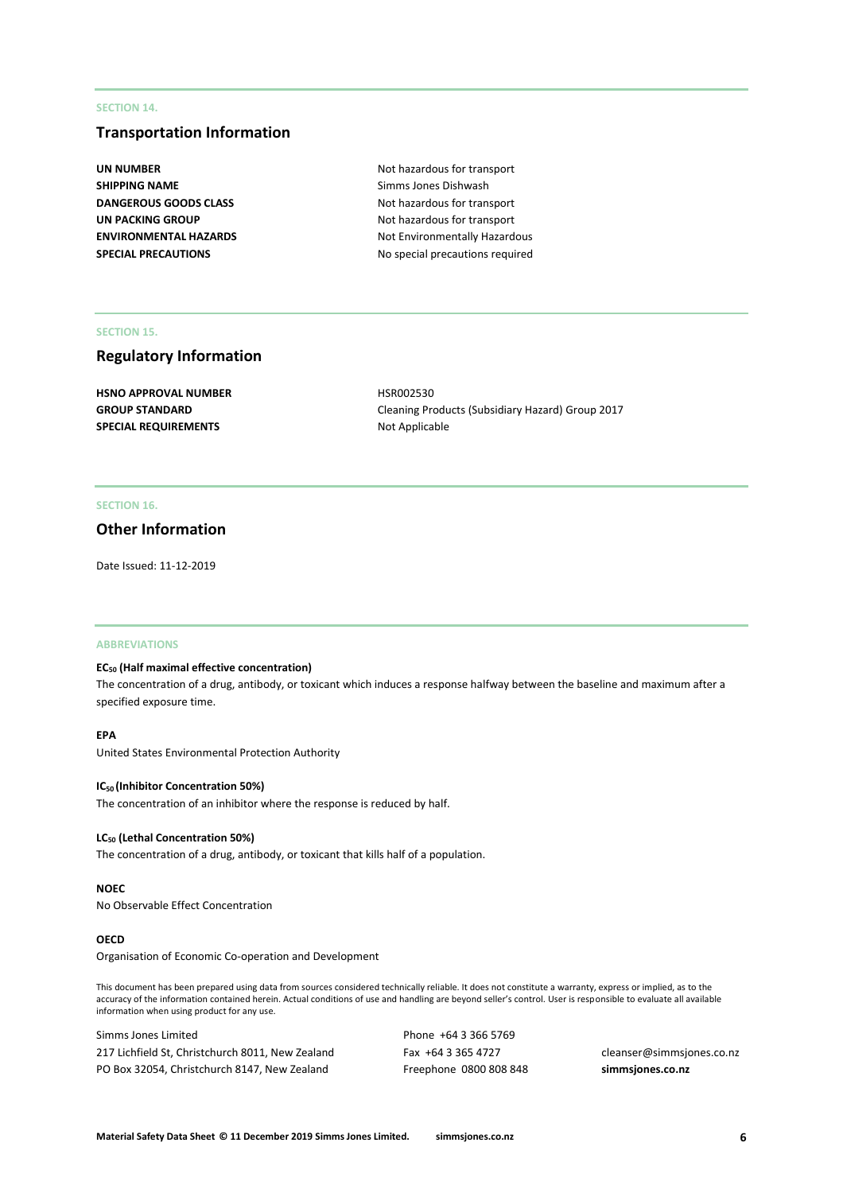SECTION 14.

## Transportation Information

| | |
|---|---|
| **UN NUMBER** | Not hazardous for transport |
| **SHIPPING NAME** | Simms Jones Dishwash |
| **DANGEROUS GOODS CLASS** | Not hazardous for transport |
| **UN PACKING GROUP** | Not hazardous for transport |
| **ENVIRONMENTAL HAZARDS** | Not Environmentally Hazardous |
| **SPECIAL PRECAUTIONS** | No special precautions required |

SECTION 15.

## Regulatory Information

| | |
|---|---|
| **HSNO APPROVAL NUMBER** | HSR002530 |
| **GROUP STANDARD** | Cleaning Products (Subsidiary Hazard) Group 2017 |
| **SPECIAL REQUIREMENTS** | Not Applicable |

SECTION 16.

## Other Information

Date Issued: 11-12-2019

### ABBREVIATIONS

**$EC_{50}$ (Half maximal effective concentration)**
The concentration of a drug, antibody, or toxicant which induces a response halfway between the baseline and maximum after a specified exposure time.

**EPA**
United States Environmental Protection Authority

**$IC_{50}$ (Inhibitor Concentration 50%)**
The concentration of an inhibitor where the response is reduced by half.

**$LC_{50}$ (Lethal Concentration 50%)**
The concentration of a drug, antibody, or toxicant that kills half of a population.

**NOEC**
No Observable Effect Concentration

**OECD**
Organisation of Economic Co-operation and Development

This document has been prepared using data from sources considered technically reliable. It does not constitute a warranty, express or implied, as to the accuracy of the information contained herein. Actual conditions of use and handling are beyond seller's control. User is responsible to evaluate all available information when using product for any use.

Simms Jones Limited
217 Lichfield St, Christchurch 8011, New Zealand
PO Box 32054, Christchurch 8147, New Zealand

Phone +64 3 366 5769
Fax +64 3 365 4727
Freephone 0800 808 848

cleanser@simmsjones.co.nz
**simmsjones.co.nz**